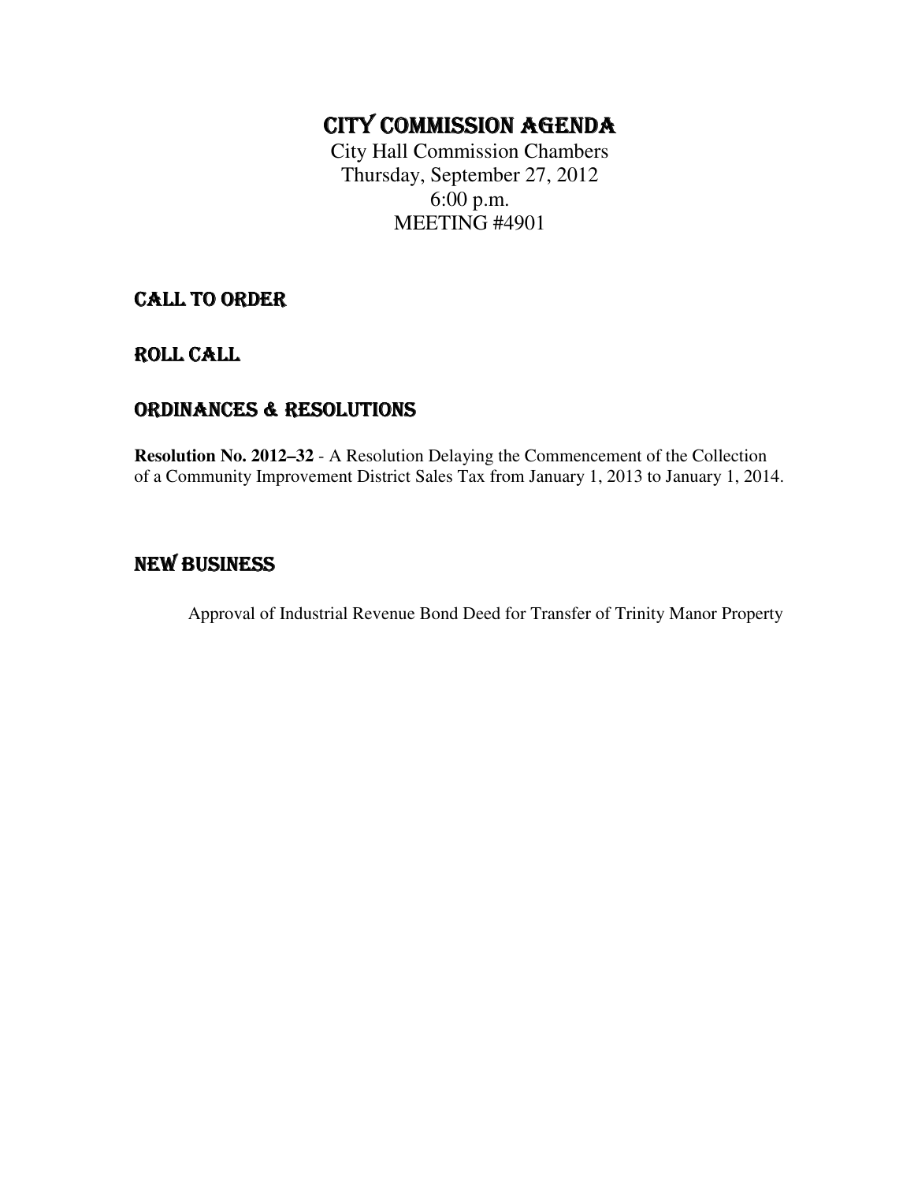# CITY COMMISSION AGENDA

City Hall Commission Chambers
Thursday, September 27, 2012
6:00 p.m.
MEETING #4901

## CALL TO ORDER

## ROLL CALL

## ORDINANCES & RESOLUTIONS

**Resolution No. 2012–32** - A Resolution Delaying the Commencement of the Collection of a Community Improvement District Sales Tax from January 1, 2013 to January 1, 2014.

## NEW BUSINESS

Approval of Industrial Revenue Bond Deed for Transfer of Trinity Manor Property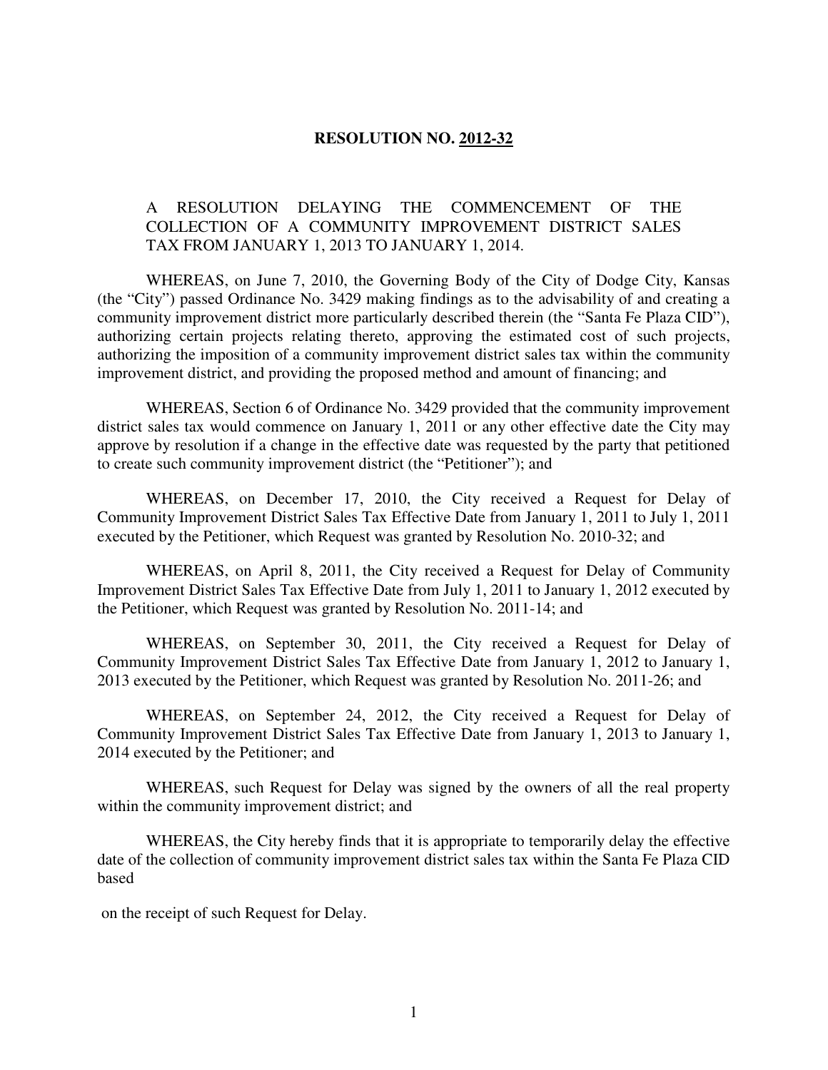# RESOLUTION NO. 2012-32

A RESOLUTION DELAYING THE COMMENCEMENT OF THE COLLECTION OF A COMMUNITY IMPROVEMENT DISTRICT SALES TAX FROM JANUARY 1, 2013 TO JANUARY 1, 2014.

WHEREAS, on June 7, 2010, the Governing Body of the City of Dodge City, Kansas (the "City") passed Ordinance No. 3429 making findings as to the advisability of and creating a community improvement district more particularly described therein (the "Santa Fe Plaza CID"), authorizing certain projects relating thereto, approving the estimated cost of such projects, authorizing the imposition of a community improvement district sales tax within the community improvement district, and providing the proposed method and amount of financing; and

WHEREAS, Section 6 of Ordinance No. 3429 provided that the community improvement district sales tax would commence on January 1, 2011 or any other effective date the City may approve by resolution if a change in the effective date was requested by the party that petitioned to create such community improvement district (the "Petitioner"); and

WHEREAS, on December 17, 2010, the City received a Request for Delay of Community Improvement District Sales Tax Effective Date from January 1, 2011 to July 1, 2011 executed by the Petitioner, which Request was granted by Resolution No. 2010-32; and

WHEREAS, on April 8, 2011, the City received a Request for Delay of Community Improvement District Sales Tax Effective Date from July 1, 2011 to January 1, 2012 executed by the Petitioner, which Request was granted by Resolution No. 2011-14; and

WHEREAS, on September 30, 2011, the City received a Request for Delay of Community Improvement District Sales Tax Effective Date from January 1, 2012 to January 1, 2013 executed by the Petitioner, which Request was granted by Resolution No. 2011-26; and

WHEREAS, on September 24, 2012, the City received a Request for Delay of Community Improvement District Sales Tax Effective Date from January 1, 2013 to January 1, 2014 executed by the Petitioner; and

WHEREAS, such Request for Delay was signed by the owners of all the real property within the community improvement district; and

WHEREAS, the City hereby finds that it is appropriate to temporarily delay the effective date of the collection of community improvement district sales tax within the Santa Fe Plaza CID based

on the receipt of such Request for Delay.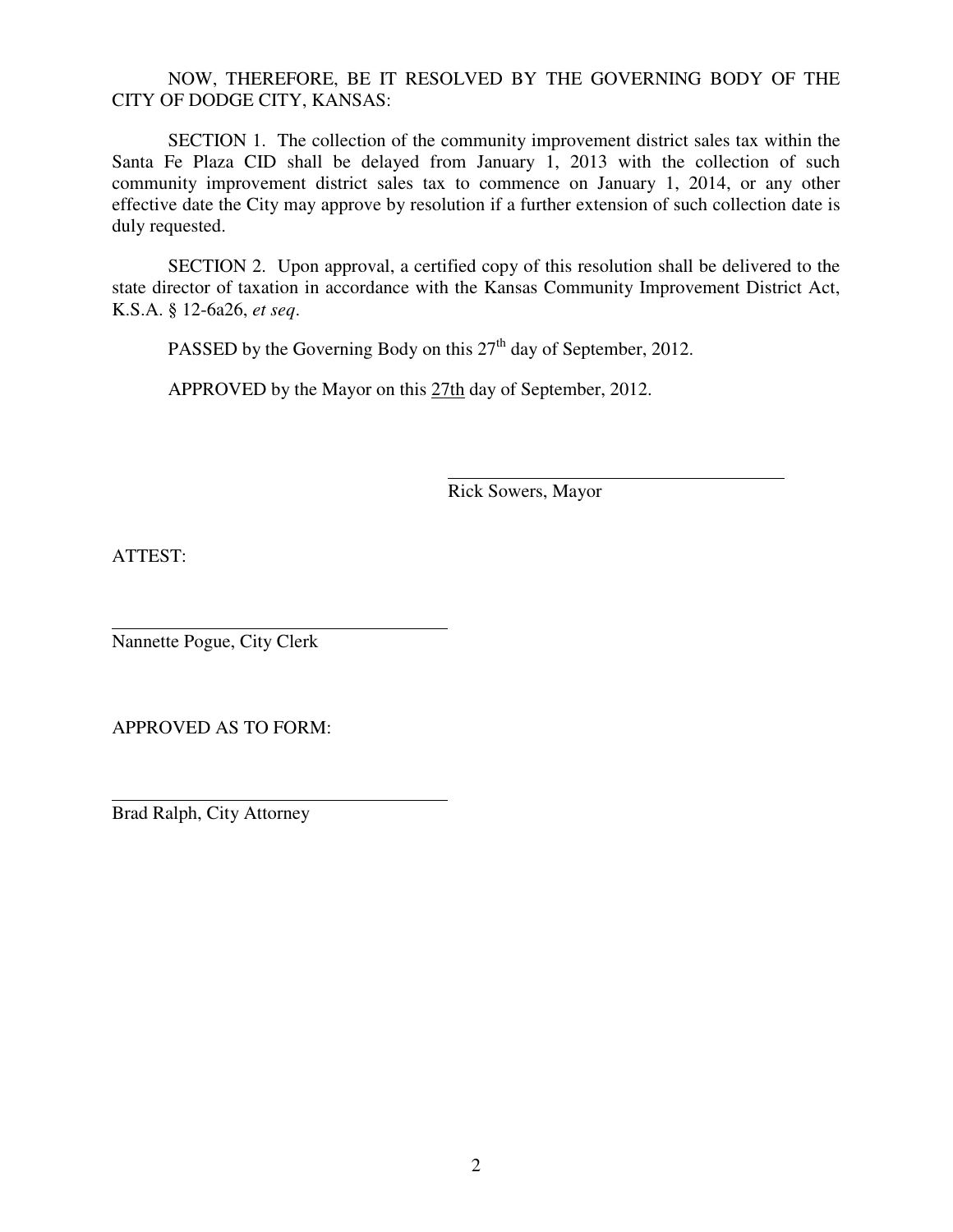NOW, THEREFORE, BE IT RESOLVED BY THE GOVERNING BODY OF THE CITY OF DODGE CITY, KANSAS:

SECTION 1. The collection of the community improvement district sales tax within the Santa Fe Plaza CID shall be delayed from January 1, 2013 with the collection of such community improvement district sales tax to commence on January 1, 2014, or any other effective date the City may approve by resolution if a further extension of such collection date is duly requested.

SECTION 2. Upon approval, a certified copy of this resolution shall be delivered to the state director of taxation in accordance with the Kansas Community Improvement District Act, K.S.A. § 12-6a26, *et seq*.

PASSED by the Governing Body on this 27th day of September, 2012.

APPROVED by the Mayor on this 27th day of September, 2012.

\_\_\_\_\_\_\_\_\_\_\_\_\_\_\_\_\_\_\_\_\_\_\_\_\_\_\_\_\_\_\_\_\_\_\_\_\_\_
Rick Sowers, Mayor

ATTEST:

\_\_\_\_\_\_\_\_\_\_\_\_\_\_\_\_\_\_\_\_\_\_\_\_\_\_\_\_\_\_\_\_\_\_\_\_\_\_
Nannette Pogue, City Clerk

APPROVED AS TO FORM:

\_\_\_\_\_\_\_\_\_\_\_\_\_\_\_\_\_\_\_\_\_\_\_\_\_\_\_\_\_\_\_\_\_\_\_\_\_\_
Brad Ralph, City Attorney